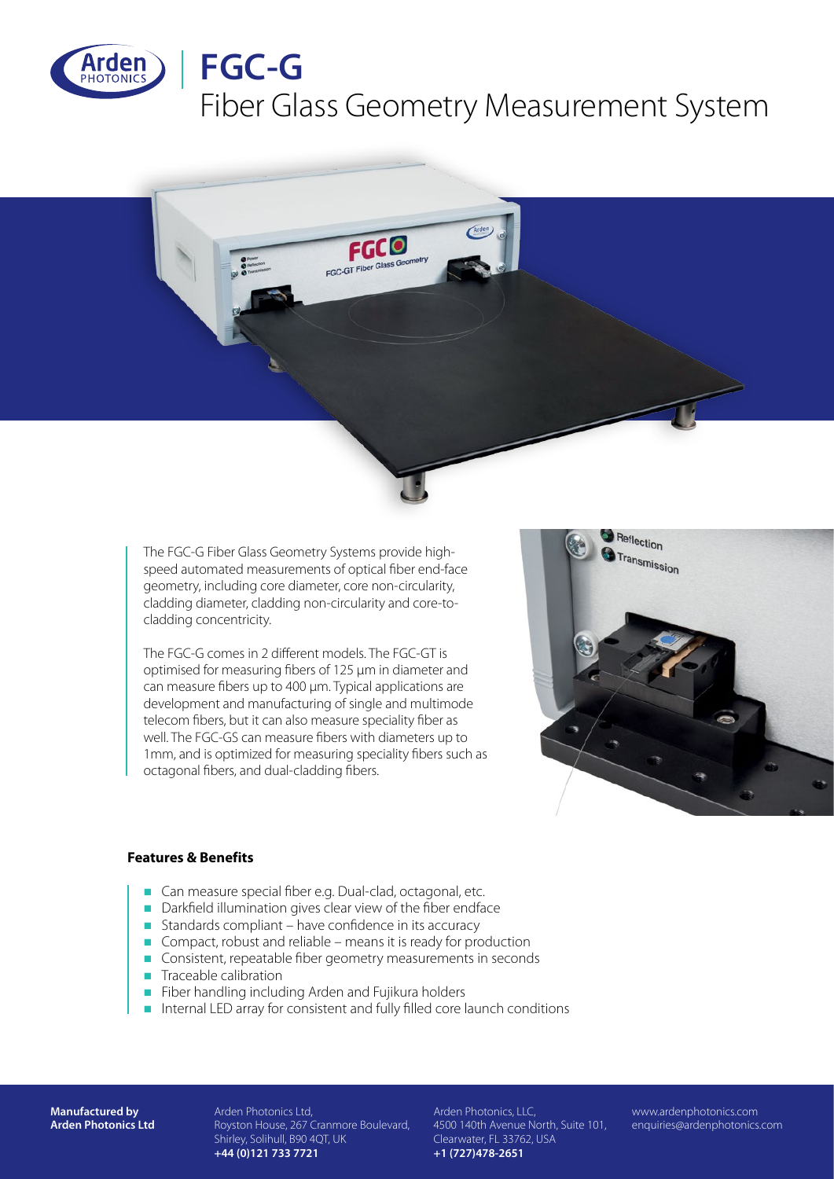# FGC-G

## Fiber Glass Geometry Measurement System

The FGC-G Fiber Glass Geometry Systems provide high-speed automated measurements of optical fiber end-face geometry, including core diameter, core non-circularity, cladding diameter, cladding non-circularity and core-to-cladding concentricity.

The FGC-G comes in 2 different models. The FGC-GT is optimised for measuring fibers of 125 µm in diameter and can measure fibers up to 400 µm. Typical applications are development and manufacturing of single and multimode telecom fibers, but it can also measure speciality fiber as well. The FGC-GS can measure fibers with diameters up to 1mm, and is optimized for measuring speciality fibers such as octagonal fibers, and dual-cladding fibers.

### Features & Benefits

- Can measure special fiber e.g. Dual-clad, octagonal, etc.
- Darkfield illumination gives clear view of the fiber endface
- Standards compliant – have confidence in its accuracy
- Compact, robust and reliable – means it is ready for production
- Consistent, repeatable fiber geometry measurements in seconds
- Traceable calibration
- Fiber handling including Arden and Fujikura holders
- Internal LED array for consistent and fully filled core launch conditions

**Manufactured by Arden Photonics Ltd**

Arden Photonics Ltd,
Royston House, 267 Cranmore Boulevard,
Shirley, Solihull, B90 4QT, UK
**+44 (0)121 733 7721**

Arden Photonics, LLC,
4500 140th Avenue North, Suite 101,
Clearwater, FL 33762, USA
**+1 (727)478-2651**

www.ardenphotonics.com
enquiries@ardenphotonics.com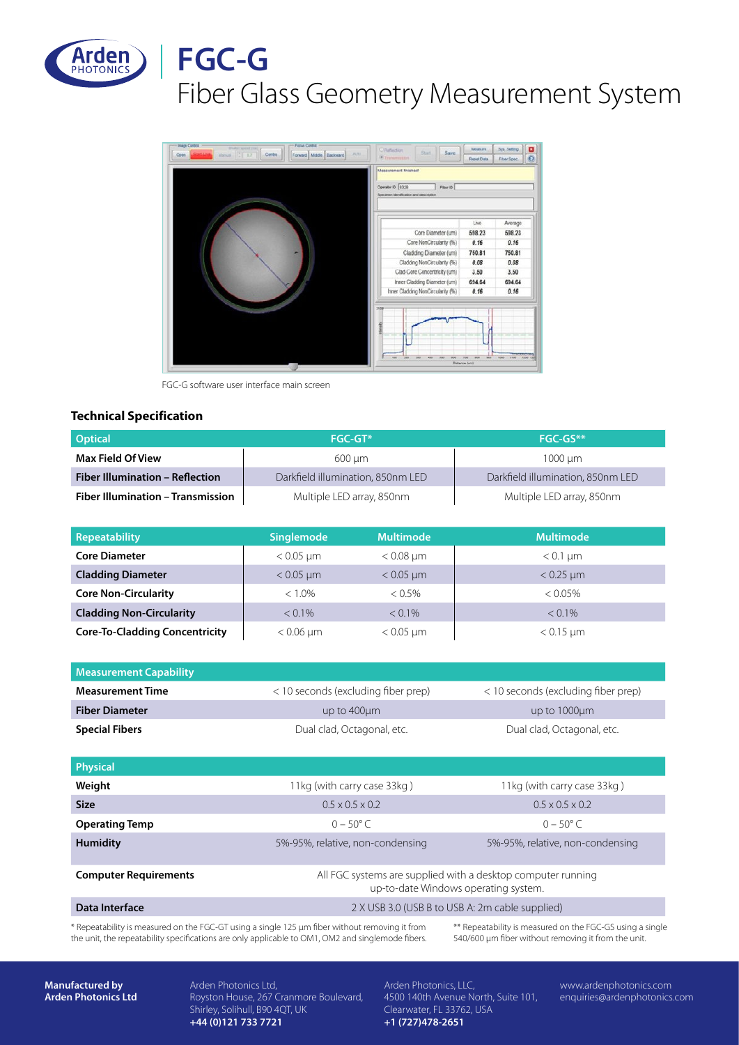# FGC-G

## Fiber Glass Geometry Measurement System

FGC-G software user interface main screen

### Technical Specification

| Optical | FGC-GT* | FGC-GS** |
| --- | --- | --- |
| **Max Field Of View** | 600 µm | 1000 µm |
| **Fiber Illumination – Reflection** | Darkfield illumination, 850nm LED | Darkfield illumination, 850nm LED |
| **Fiber Illumination – Transmission** | Multiple LED array, 850nm | Multiple LED array, 850nm |

| Repeatability | Singlemode | Multimode | Multimode |
| --- | --- | --- | --- |
| **Core Diameter** | < 0.05 µm | < 0.08 µm | < 0.1 µm |
| **Cladding Diameter** | < 0.05 µm | < 0.05 µm | < 0.25 µm |
| **Core Non-Circularity** | < 1.0% | < 0.5% | < 0.05% |
| **Cladding Non-Circularity** | < 0.1% | < 0.1% | < 0.1% |
| **Core-To-Cladding Concentricity** | < 0.06 µm | < 0.05 µm | < 0.15 µm |

| Measurement Capability | | |
| --- | --- | --- |
| **Measurement Time** | < 10 seconds (excluding fiber prep) | < 10 seconds (excluding fiber prep) |
| **Fiber Diameter** | up to 400µm | up to 1000µm |
| **Special Fibers** | Dual clad, Octagonal, etc. | Dual clad, Octagonal, etc. |

| Physical | | |
| --- | --- | --- |
| **Weight** | 11kg (with carry case 33kg ) | 11kg (with carry case 33kg ) |
| **Size** | 0.5 x 0.5 x 0.2 | 0.5 x 0.5 x 0.2 |
| **Operating Temp** | 0 – 50° C | 0 – 50° C |
| **Humidity** | 5%-95%, relative, non-condensing | 5%-95%, relative, non-condensing |
| **Computer Requirements** | All FGC systems are supplied with a desktop computer running up-to-date Windows operating system. | |
| **Data Interface** | 2 X USB 3.0 (USB B to USB A: 2m cable supplied) | |

\* Repeatability is measured on the FGC-GT using a single 125 µm fiber without removing it from the unit, the repeatability specifications are only applicable to OM1, OM2 and singlemode fibers.

\*\* Repeatability is measured on the FGC-GS using a single 540/600 µm fiber without removing it from the unit.

**Manufactured by Arden Photonics Ltd**

Arden Photonics Ltd,
Royston House, 267 Cranmore Boulevard,
Shirley, Solihull, B90 4QT, UK
**+44 (0)121 733 7721**

Arden Photonics, LLC,
4500 140th Avenue North, Suite 101,
Clearwater, FL 33762, USA
**+1 (727)478-2651**

www.ardenphotonics.com
enquiries@ardenphotonics.com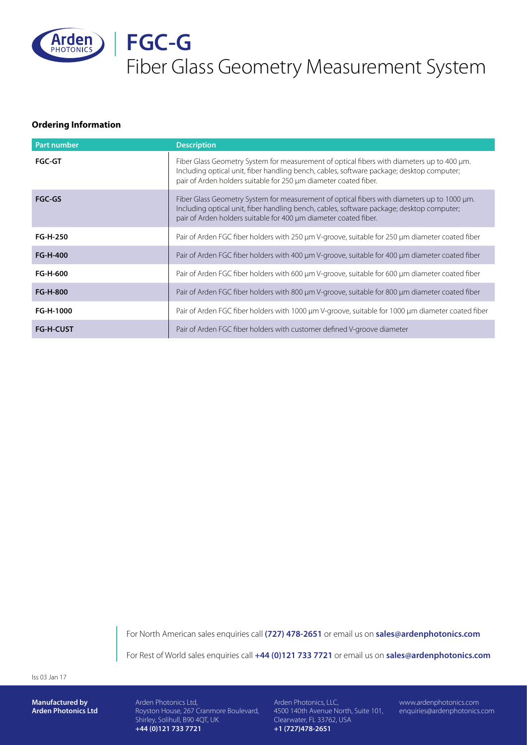# FGC-G

## Fiber Glass Geometry Measurement System

### Ordering Information

| Part number | Description |
|---|---|
| **FGC-GT** | Fiber Glass Geometry System for measurement of optical fibers with diameters up to 400 µm. Including optical unit, fiber handling bench, cables, software package; desktop computer; pair of Arden holders suitable for 250 µm diameter coated fiber. |
| **FGC-GS** | Fiber Glass Geometry System for measurement of optical fibers with diameters up to 1000 µm. Including optical unit, fiber handling bench, cables, software package; desktop computer; pair of Arden holders suitable for 400 µm diameter coated fiber. |
| **FG-H-250** | Pair of Arden FGC fiber holders with 250 µm V-groove, suitable for 250 µm diameter coated fiber |
| **FG-H-400** | Pair of Arden FGC fiber holders with 400 µm V-groove, suitable for 400 µm diameter coated fiber |
| **FG-H-600** | Pair of Arden FGC fiber holders with 600 µm V-groove, suitable for 600 µm diameter coated fiber |
| **FG-H-800** | Pair of Arden FGC fiber holders with 800 µm V-groove, suitable for 800 µm diameter coated fiber |
| **FG-H-1000** | Pair of Arden FGC fiber holders with 1000 µm V-groove, suitable for 1000 µm diameter coated fiber |
| **FG-H-CUST** | Pair of Arden FGC fiber holders with customer defined V-groove diameter |

For North American sales enquiries call **(727) 478-2651** or email us on **sales@ardenphotonics.com**

For Rest of World sales enquiries call **+44 (0)121 733 7721** or email us on **sales@ardenphotonics.com**

Iss 03 Jan 17

**Manufactured by Arden Photonics Ltd**

Arden Photonics Ltd,
Royston House, 267 Cranmore Boulevard,
Shirley, Solihull, B90 4QT, UK
**+44 (0)121 733 7721**

Arden Photonics, LLC,
4500 140th Avenue North, Suite 101,
Clearwater, FL 33762, USA
**+1 (727)478-2651**

www.ardenphotonics.com
enquiries@ardenphotonics.com